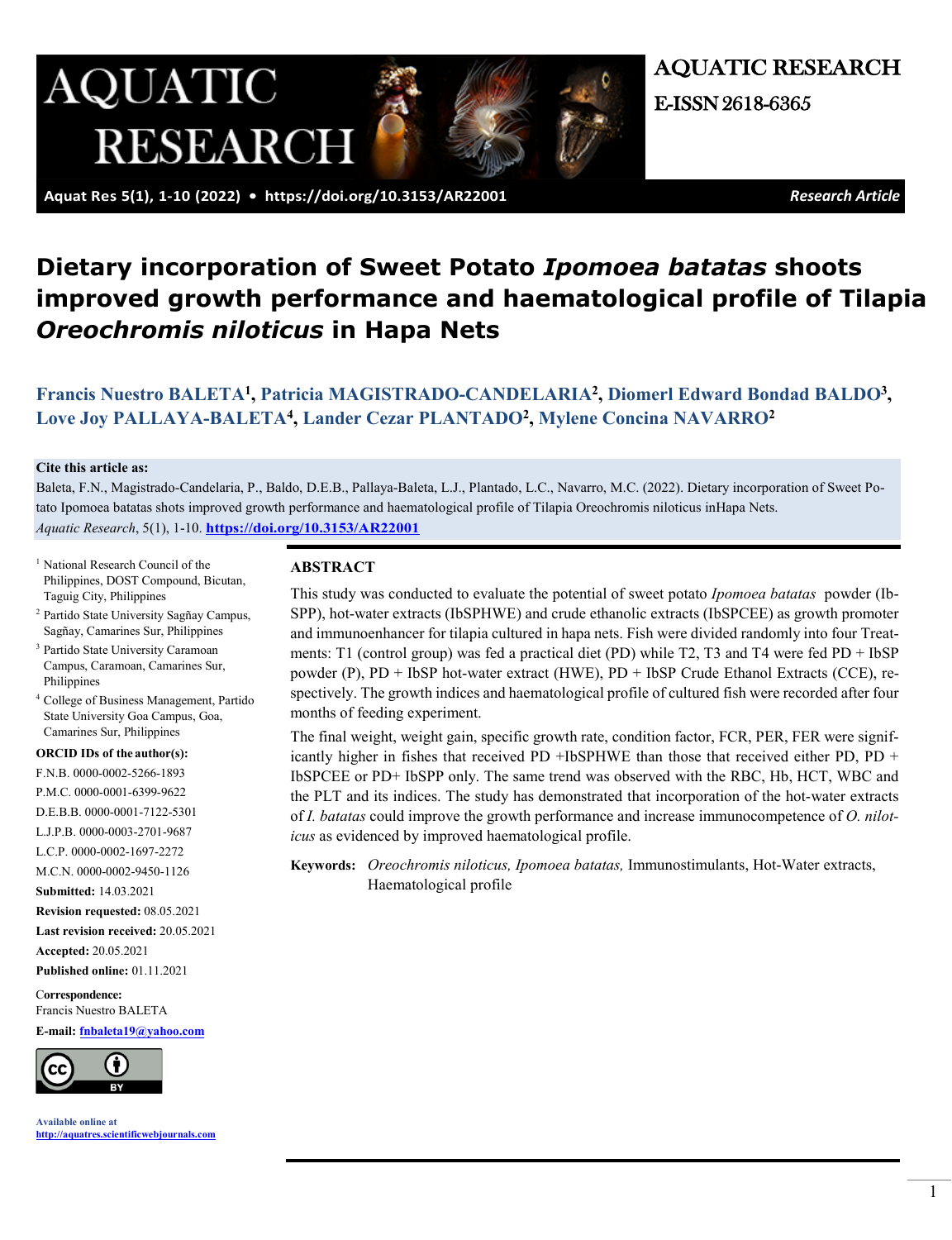# Dietary incorporation of Sweet Potato *Ipomoea batatas* shoots improved growth performance and haematological profile of Tilapia *Oreochromis niloticus* in Hapa Nets

**Francis Nuestro BALETA[1], Patricia MAGISTRADO-CANDELARIA[2], Diomerl Edward Bondad BALDO[3], Love Joy PALLAYA-BALETA[4], Lander Cezar PLANTADO[2], Mylene Concina NAVARRO[2]**

**Cite this article as:**

Baleta, F.N., Magistrado-Candelaria, P., Baldo, D.E.B., Pallaya-Baleta, L.J., Plantado, L.C., Navarro, M.C. (2022). Dietary incorporation of Sweet Potato Ipomoea batatas shots improved growth performance and haematological profile of Tilapia Oreochromis niloticus inHapa Nets. *Aquatic Research*, 5(1), 1-10. **https://doi.org/10.3153/AR22001**

[1] National Research Council of the Philippines, DOST Compound, Bicutan, Taguig City, Philippines

[2] Partido State University Sagñay Campus, Sagñay, Camarines Sur, Philippines

[3] Partido State University Caramoan Campus, Caramoan, Camarines Sur, Philippines

[4] College of Business Management, Partido State University Goa Campus, Goa, Camarines Sur, Philippines

**ORCID IDs of the author(s):**

F.N.B. 0000-0002-5266-1893

P.M.C. 0000-0001-6399-9622

D.E.B.B. 0000-0001-7122-5301

L.J.P.B. 0000-0003-2701-9687

L.C.P. 0000-0002-1697-2272

M.C.N. 0000-0002-9450-1126

**Submitted:** 14.03.2021

**Revision requested:** 08.05.2021

**Last revision received:** 20.05.2021

**Accepted:** 20.05.2021

**Published online:** 01.11.2021

**Correspondence:**
Francis Nuestro BALETA

**E-mail:** fnbaleta19@yahoo.com

Available online at
http://aquatres.scientificwebjournals.com

## ABSTRACT

This study was conducted to evaluate the potential of sweet potato *Ipomoea batatas* powder (IbSPP), hot-water extracts (IbSPHWE) and crude ethanolic extracts (IbSPCEE) as growth promoter and immunoenhancer for tilapia cultured in hapa nets. Fish were divided randomly into four Treatments: T1 (control group) was fed a practical diet (PD) while T2, T3 and T4 were fed PD + IbSP powder (P), PD + IbSP hot-water extract (HWE), PD + IbSP Crude Ethanol Extracts (CCE), respectively. The growth indices and haematological profile of cultured fish were recorded after four months of feeding experiment.

The final weight, weight gain, specific growth rate, condition factor, FCR, PER, FER were significantly higher in fishes that received PD +IbSPHWE than those that received either PD, PD + IbSPCEE or PD+ IbSPP only. The same trend was observed with the RBC, Hb, HCT, WBC and the PLT and its indices. The study has demonstrated that incorporation of the hot-water extracts of *I. batatas* could improve the growth performance and increase immunocompetence of *O. niloticus* as evidenced by improved haematological profile.

**Keywords:** *Oreochromis niloticus, Ipomoea batatas,* Immunostimulants, Hot-Water extracts, Haematological profile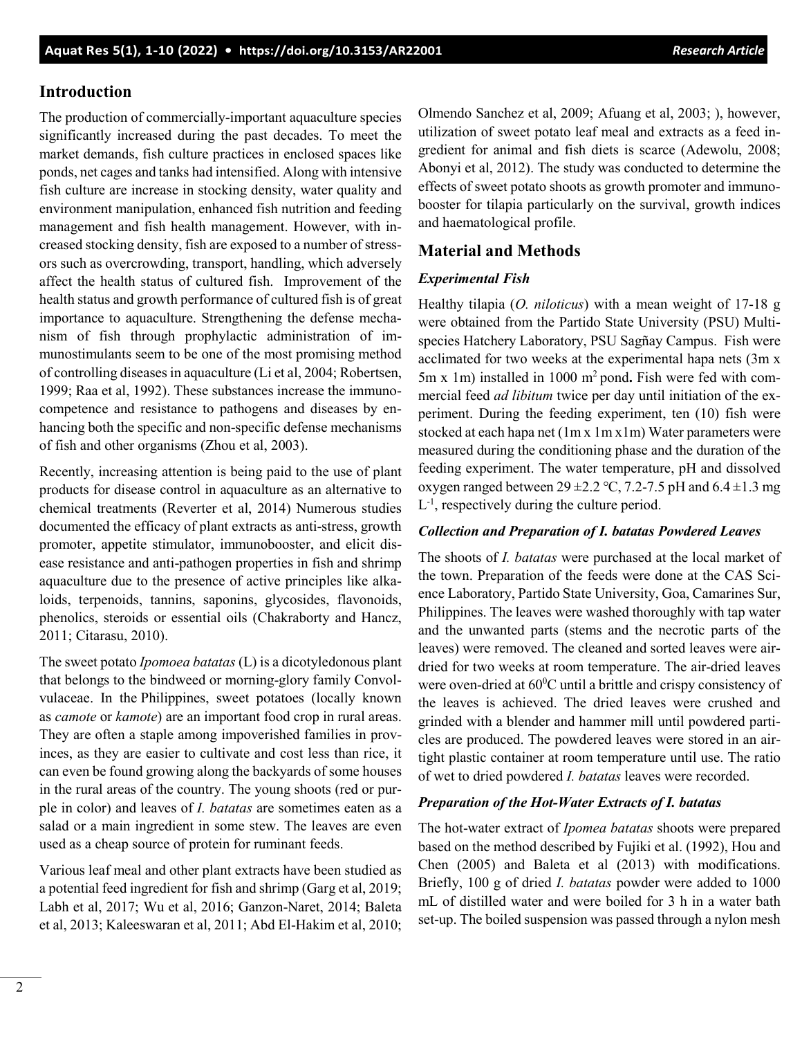## Introduction

The production of commercially-important aquaculture species significantly increased during the past decades. To meet the market demands, fish culture practices in enclosed spaces like ponds, net cages and tanks had intensified. Along with intensive fish culture are increase in stocking density, water quality and environment manipulation, enhanced fish nutrition and feeding management and fish health management. However, with increased stocking density, fish are exposed to a number of stressors such as overcrowding, transport, handling, which adversely affect the health status of cultured fish. Improvement of the health status and growth performance of cultured fish is of great importance to aquaculture. Strengthening the defense mechanism of fish through prophylactic administration of immunostimulants seem to be one of the most promising method of controlling diseases in aquaculture (Li et al, 2004; Robertsen, 1999; Raa et al, 1992). These substances increase the immunocompetence and resistance to pathogens and diseases by enhancing both the specific and non-specific defense mechanisms of fish and other organisms (Zhou et al, 2003).

Recently, increasing attention is being paid to the use of plant products for disease control in aquaculture as an alternative to chemical treatments (Reverter et al, 2014) Numerous studies documented the efficacy of plant extracts as anti-stress, growth promoter, appetite stimulator, immunobooster, and elicit disease resistance and anti-pathogen properties in fish and shrimp aquaculture due to the presence of active principles like alkaloids, terpenoids, tannins, saponins, glycosides, flavonoids, phenolics, steroids or essential oils (Chakraborty and Hancz, 2011; Citarasu, 2010).

The sweet potato *Ipomoea batatas* (L) is a dicotyledonous plant that belongs to the bindweed or morning-glory family Convolvulaceae. In the Philippines, sweet potatoes (locally known as *camote* or *kamote*) are an important food crop in rural areas. They are often a staple among impoverished families in provinces, as they are easier to cultivate and cost less than rice, it can even be found growing along the backyards of some houses in the rural areas of the country. The young shoots (red or purple in color) and leaves of *I. batatas* are sometimes eaten as a salad or a main ingredient in some stew. The leaves are even used as a cheap source of protein for ruminant feeds.

Various leaf meal and other plant extracts have been studied as a potential feed ingredient for fish and shrimp (Garg et al, 2019; Labh et al, 2017; Wu et al, 2016; Ganzon-Naret, 2014; Baleta et al, 2013; Kaleeswaran et al, 2011; Abd El-Hakim et al, 2010; Olmendo Sanchez et al, 2009; Afuang et al, 2003; ), however, utilization of sweet potato leaf meal and extracts as a feed ingredient for animal and fish diets is scarce (Adewolu, 2008; Abonyi et al, 2012). The study was conducted to determine the effects of sweet potato shoots as growth promoter and immunobooster for tilapia particularly on the survival, growth indices and haematological profile.

## Material and Methods

### *Experimental Fish*

Healthy tilapia (*O. niloticus*) with a mean weight of 17-18 g were obtained from the Partido State University (PSU) Multispecies Hatchery Laboratory, PSU Sagñay Campus. Fish were acclimated for two weeks at the experimental hapa nets (3m x 5m x 1m) installed in 1000 m$^2$ pond**.** Fish were fed with commercial feed *ad libitum* twice per day until initiation of the experiment. During the feeding experiment, ten (10) fish were stocked at each hapa net (1m x 1m x1m) Water parameters were measured during the conditioning phase and the duration of the feeding experiment. The water temperature, pH and dissolved oxygen ranged between 29 ±2.2 °C, 7.2-7.5 pH and 6.4 ±1.3 mg L$^{-1}$, respectively during the culture period.

### *Collection and Preparation of I. batatas Powdered Leaves*

The shoots of *I. batatas* were purchased at the local market of the town. Preparation of the feeds were done at the CAS Science Laboratory, Partido State University, Goa, Camarines Sur, Philippines. The leaves were washed thoroughly with tap water and the unwanted parts (stems and the necrotic parts of the leaves) were removed. The cleaned and sorted leaves were air-dried for two weeks at room temperature. The air-dried leaves were oven-dried at 60$^0$C until a brittle and crispy consistency of the leaves is achieved. The dried leaves were crushed and grinded with a blender and hammer mill until powdered particles are produced. The powdered leaves were stored in an air-tight plastic container at room temperature until use. The ratio of wet to dried powdered *I. batatas* leaves were recorded.

### *Preparation of the Hot-Water Extracts of I. batatas*

The hot-water extract of *Ipomea batatas* shoots were prepared based on the method described by Fujiki et al. (1992), Hou and Chen (2005) and Baleta et al (2013) with modifications. Briefly, 100 g of dried *I. batatas* powder were added to 1000 mL of distilled water and were boiled for 3 h in a water bath set-up. The boiled suspension was passed through a nylon mesh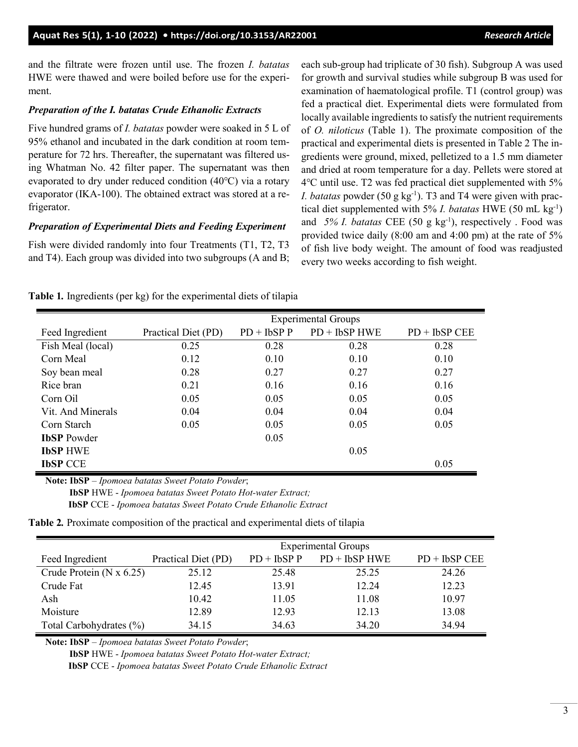and the filtrate were frozen until use. The frozen *I. batatas* HWE were thawed and were boiled before use for the experiment.

### *Preparation of the I. batatas Crude Ethanolic Extracts*

Five hundred grams of *I. batatas* powder were soaked in 5 L of 95% ethanol and incubated in the dark condition at room temperature for 72 hrs. Thereafter, the supernatant was filtered using Whatman No. 42 filter paper. The supernatant was then evaporated to dry under reduced condition (40°C) via a rotary evaporator (IKA-100). The obtained extract was stored at a refrigerator.

### *Preparation of Experimental Diets and Feeding Experiment*

Fish were divided randomly into four Treatments (T1, T2, T3 and T4). Each group was divided into two subgroups (A and B; each sub-group had triplicate of 30 fish). Subgroup A was used for growth and survival studies while subgroup B was used for examination of haematological profile. T1 (control group) was fed a practical diet. Experimental diets were formulated from locally available ingredients to satisfy the nutrient requirements of *O. niloticus* (Table 1). The proximate composition of the practical and experimental diets is presented in Table 2 The ingredients were ground, mixed, pelletized to a 1.5 mm diameter and dried at room temperature for a day. Pellets were stored at 4°C until use. T2 was fed practical diet supplemented with 5% *I. batatas* powder (50 g kg$^{-1}$). T3 and T4 were given with practical diet supplemented with 5% *I. batatas* HWE (50 mL kg$^{-1}$) and *5% I. batatas* CEE (50 g kg$^{-1}$), respectively . Food was provided twice daily (8:00 am and 4:00 pm) at the rate of 5% of fish live body weight. The amount of food was readjusted every two weeks according to fish weight.

**Table 1.** Ingredients (per kg) for the experimental diets of tilapia

| | Experimental Groups | | | |
|---|---|---|---|---|
| Feed Ingredient | Practical Diet (PD) | PD + IbSP P | PD + IbSP HWE | PD + IbSP CEE |
| Fish Meal (local) | 0.25 | 0.28 | 0.28 | 0.28 |
| Corn Meal | 0.12 | 0.10 | 0.10 | 0.10 |
| Soy bean meal | 0.28 | 0.27 | 0.27 | 0.27 |
| Rice bran | 0.21 | 0.16 | 0.16 | 0.16 |
| Corn Oil | 0.05 | 0.05 | 0.05 | 0.05 |
| Vit. And Minerals | 0.04 | 0.04 | 0.04 | 0.04 |
| Corn Starch | 0.05 | 0.05 | 0.05 | 0.05 |
| **IbSP** Powder | | 0.05 | | |
| **IbSP** HWE | | | 0.05 | |
| **IbSP** CCE | | | | 0.05 |

**Note: IbSP** – *Ipomoea batatas Sweet Potato Powder*;
**IbSP** HWE - *Ipomoea batatas Sweet Potato Hot-water Extract;*
**IbSP** CCE - *Ipomoea batatas Sweet Potato Crude Ethanolic Extract*

**Table 2.** Proximate composition of the practical and experimental diets of tilapia

| | Experimental Groups | | | |
|---|---|---|---|---|
| Feed Ingredient | Practical Diet (PD) | PD + IbSP P | PD + IbSP HWE | PD + IbSP CEE |
| Crude Protein (N x 6.25) | 25.12 | 25.48 | 25.25 | 24.26 |
| Crude Fat | 12.45 | 13.91 | 12.24 | 12.23 |
| Ash | 10.42 | 11.05 | 11.08 | 10.97 |
| Moisture | 12.89 | 12.93 | 12.13 | 13.08 |
| Total Carbohydrates (%) | 34.15 | 34.63 | 34.20 | 34.94 |

**Note: IbSP** – *Ipomoea batatas Sweet Potato Powder*;
**IbSP** HWE - *Ipomoea batatas Sweet Potato Hot-water Extract;*
**IbSP** CCE - *Ipomoea batatas Sweet Potato Crude Ethanolic Extract*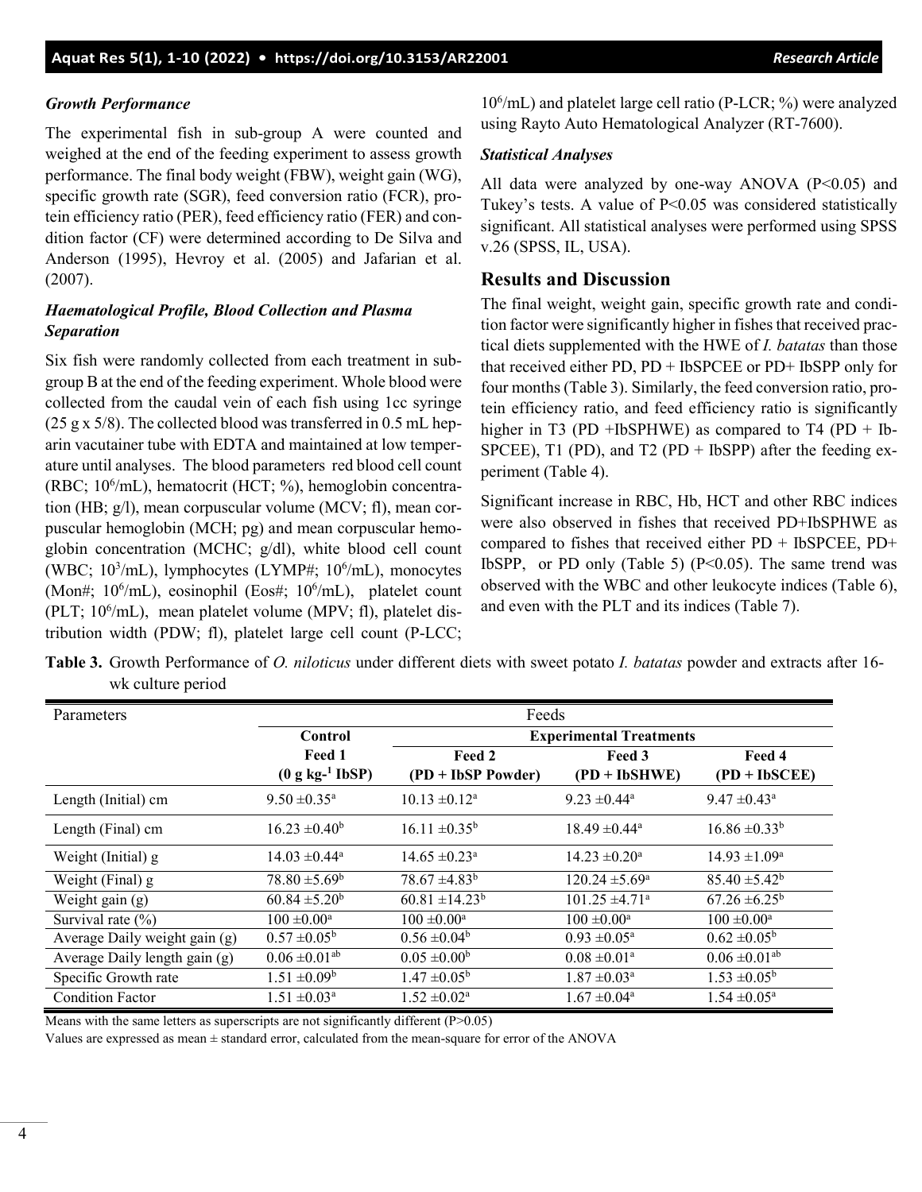### *Growth Performance*

The experimental fish in sub-group A were counted and weighed at the end of the feeding experiment to assess growth performance. The final body weight (FBW), weight gain (WG), specific growth rate (SGR), feed conversion ratio (FCR), protein efficiency ratio (PER), feed efficiency ratio (FER) and condition factor (CF) were determined according to De Silva and Anderson (1995), Hevroy et al. (2005) and Jafarian et al. (2007).

### *Haematological Profile, Blood Collection and Plasma Separation*

Six fish were randomly collected from each treatment in subgroup B at the end of the feeding experiment. Whole blood were collected from the caudal vein of each fish using 1cc syringe (25 g x 5/8). The collected blood was transferred in 0.5 mL heparin vacutainer tube with EDTA and maintained at low temperature until analyses. The blood parameters red blood cell count (RBC; $10^6$/mL), hematocrit (HCT; %), hemoglobin concentration (HB; g/l), mean corpuscular volume (MCV; fl), mean corpuscular hemoglobin (MCH; pg) and mean corpuscular hemoglobin concentration (MCHC; g/dl), white blood cell count (WBC; $10^3$/mL), lymphocytes (LYMP#; $10^6$/mL), monocytes (Mon#; $10^6$/mL), eosinophil (Eos#; $10^6$/mL), platelet count (PLT; $10^6$/mL), mean platelet volume (MPV; fl), platelet distribution width (PDW; fl), platelet large cell count (P-LCC; $10^6$/mL) and platelet large cell ratio (P-LCR; %) were analyzed using Rayto Auto Hematological Analyzer (RT-7600).

### *Statistical Analyses*

All data were analyzed by one-way ANOVA ($P<0.05$) and Tukey's tests. A value of $P<0.05$ was considered statistically significant. All statistical analyses were performed using SPSS v.26 (SPSS, IL, USA).

## Results and Discussion

The final weight, weight gain, specific growth rate and condition factor were significantly higher in fishes that received practical diets supplemented with the HWE of *I. batatas* than those that received either PD, PD + IbSPCEE or PD+ IbSPP only for four months (Table 3). Similarly, the feed conversion ratio, protein efficiency ratio, and feed efficiency ratio is significantly higher in T3 (PD +IbSPHWE) as compared to T4 (PD + IbSPCEE), T1 (PD), and T2 (PD + IbSPP) after the feeding experiment (Table 4).

Significant increase in RBC, Hb, HCT and other RBC indices were also observed in fishes that received PD+IbSPHWE as compared to fishes that received either PD + IbSPCEE, PD+ IbSPP, or PD only (Table 5) ($P<0.05$). The same trend was observed with the WBC and other leukocyte indices (Table 6), and even with the PLT and its indices (Table 7).

**Table 3.** Growth Performance of *O. niloticus* under different diets with sweet potato *I. batatas* powder and extracts after 16-wk culture period

| Parameters | Feeds | | | |
|---|---|---|---|---|
| | **Control** | **Experimental Treatments** | | |
| | **Feed 1 ($0$ g kg$^{-1}$ IbSP)** | **Feed 2 (PD + IbSP Powder)** | **Feed 3 (PD + IbSHWE)** | **Feed 4 (PD + IbSCEE)** |
| Length (Initial) cm | 9.50 ±0.35[a] | 10.13 ±0.12[a] | 9.23 ±0.44[a] | 9.47 ±0.43[a] |
| Length (Final) cm | 16.23 ±0.40[b] | 16.11 ±0.35[b] | 18.49 ±0.44[a] | 16.86 ±0.33[b] |
| Weight (Initial) g | 14.03 ±0.44[a] | 14.65 ±0.23[a] | 14.23 ±0.20[a] | 14.93 ±1.09[a] |
| Weight (Final) g | 78.80 ±5.69[b] | 78.67 ±4.83[b] | 120.24 ±5.69[a] | 85.40 ±5.42[b] |
| Weight gain (g) | 60.84 ±5.20[b] | 60.81 ±14.23[b] | 101.25 ±4.71[a] | 67.26 ±6.25[b] |
| Survival rate (%) | 100 ±0.00[a] | 100 ±0.00[a] | 100 ±0.00[a] | 100 ±0.00[a] |
| Average Daily weight gain (g) | 0.57 ±0.05[b] | 0.56 ±0.04[b] | 0.93 ±0.05[a] | 0.62 ±0.05[b] |
| Average Daily length gain (g) | 0.06 ±0.01[ab] | 0.05 ±0.00[b] | 0.08 ±0.01[a] | 0.06 ±0.01[ab] |
| Specific Growth rate | 1.51 ±0.09[b] | 1.47 ±0.05[b] | 1.87 ±0.03[a] | 1.53 ±0.05[b] |
| Condition Factor | 1.51 ±0.03[a] | 1.52 ±0.02[a] | 1.67 ±0.04[a] | 1.54 ±0.05[a] |

Means with the same letters as superscripts are not significantly different ($P>0.05$)

Values are expressed as mean ± standard error, calculated from the mean-square for error of the ANOVA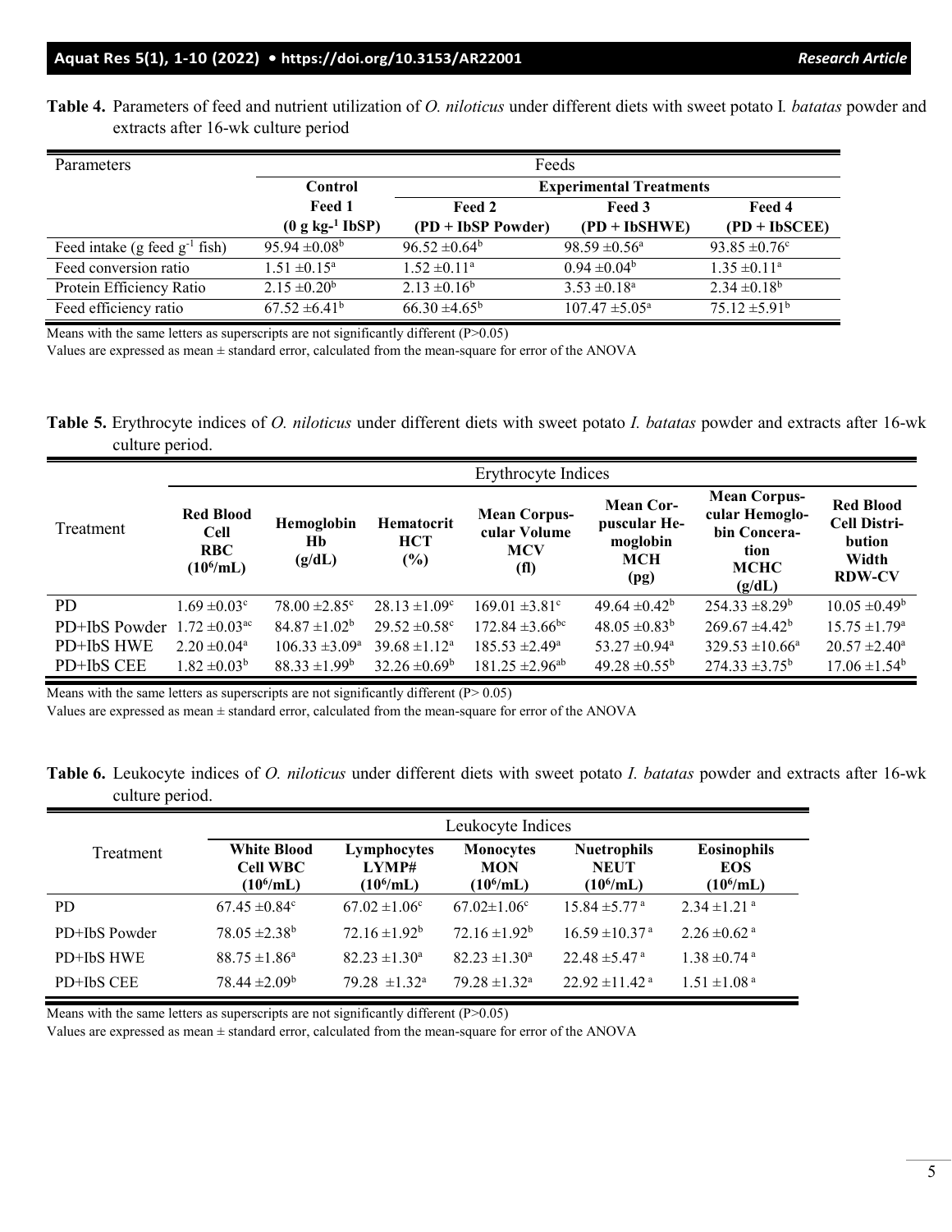**Table 4.** Parameters of feed and nutrient utilization of *O. niloticus* under different diets with sweet potato I*. batatas* powder and extracts after 16-wk culture period

| Parameters | Feeds | | | |
|---|---|---|---|---|
| | **Control** | **Experimental Treatments** | | |
| | **Feed 1 (0 g kg$^{-1}$ IbSP)** | **Feed 2 (PD + IbSP Powder)** | **Feed 3 (PD + IbSHWE)** | **Feed 4 (PD + IbSCEE)** |
| Feed intake (g feed g$^{-1}$ fish) | 95.94 ±0.08$^{b}$ | 96.52 ±0.64$^{b}$ | 98.59 ±0.56$^{a}$ | 93.85 ±0.76$^{c}$ |
| Feed conversion ratio | 1.51 ±0.15$^{a}$ | 1.52 ±0.11$^{a}$ | 0.94 ±0.04$^{b}$ | 1.35 ±0.11$^{a}$ |
| Protein Efficiency Ratio | 2.15 ±0.20$^{b}$ | 2.13 ±0.16$^{b}$ | 3.53 ±0.18$^{a}$ | 2.34 ±0.18$^{b}$ |
| Feed efficiency ratio | 67.52 ±6.41$^{b}$ | 66.30 ±4.65$^{b}$ | 107.47 ±5.05$^{a}$ | 75.12 ±5.91$^{b}$ |

Means with the same letters as superscripts are not significantly different (P>0.05)

Values are expressed as mean ± standard error, calculated from the mean-square for error of the ANOVA

**Table 5.** Erythrocyte indices of *O. niloticus* under different diets with sweet potato *I. batatas* powder and extracts after 16-wk culture period.

| Treatment | Erythrocyte Indices | | | | | | |
|---|---|---|---|---|---|---|---|
| | **Red Blood Cell RBC (10$^{6}$/mL)** | **Hemoglobin Hb (g/dL)** | **Hematocrit HCT (%)** | **Mean Corpuscular Volume MCV (fl)** | **Mean Corpuscular Hemoglobin MCH (pg)** | **Mean Corpuscular Hemoglobin Conceration MCHC (g/dL)** | **Red Blood Cell Distribution Width RDW-CV** |
| PD | 1.69 ±0.03$^{c}$ | 78.00 ±2.85$^{c}$ | 28.13 ±1.09$^{c}$ | 169.01 ±3.81$^{c}$ | 49.64 ±0.42$^{b}$ | 254.33 ±8.29$^{b}$ | 10.05 ±0.49$^{b}$ |
| PD+IbS Powder | 1.72 ±0.03$^{ac}$ | 84.87 ±1.02$^{b}$ | 29.52 ±0.58$^{c}$ | 172.84 ±3.66$^{bc}$ | 48.05 ±0.83$^{b}$ | 269.67 ±4.42$^{b}$ | 15.75 ±1.79$^{a}$ |
| PD+IbS HWE | 2.20 ±0.04$^{a}$ | 106.33 ±3.09$^{a}$ | 39.68 ±1.12$^{a}$ | 185.53 ±2.49$^{a}$ | 53.27 ±0.94$^{a}$ | 329.53 ±10.66$^{a}$ | 20.57 ±2.40$^{a}$ |
| PD+IbS CEE | 1.82 ±0.03$^{b}$ | 88.33 ±1.99$^{b}$ | 32.26 ±0.69$^{b}$ | 181.25 ±2.96$^{ab}$ | 49.28 ±0.55$^{b}$ | 274.33 ±3.75$^{b}$ | 17.06 ±1.54$^{b}$ |

Means with the same letters as superscripts are not significantly different (P> 0.05)

Values are expressed as mean ± standard error, calculated from the mean-square for error of the ANOVA

**Table 6.** Leukocyte indices of *O. niloticus* under different diets with sweet potato *I. batatas* powder and extracts after 16-wk culture period.

| Treatment | Leukocyte Indices | | | | |
|---|---|---|---|---|---|
| | **White Blood Cell WBC (10$^{6}$/mL)** | **Lymphocytes LYMP# (10$^{6}$/mL)** | **Monocytes MON (10$^{6}$/mL)** | **Nuetrophils NEUT (10$^{6}$/mL)** | **Eosinophils EOS (10$^{6}$/mL)** |
| PD | 67.45 ±0.84$^{c}$ | 67.02 ±1.06$^{c}$ | 67.02±1.06$^{c}$ | 15.84 ±5.77$^{a}$ | 2.34 ±1.21$^{a}$ |
| PD+IbS Powder | 78.05 ±2.38$^{b}$ | 72.16 ±1.92$^{b}$ | 72.16 ±1.92$^{b}$ | 16.59 ±10.37$^{a}$ | 2.26 ±0.62$^{a}$ |
| PD+IbS HWE | 88.75 ±1.86$^{a}$ | 82.23 ±1.30$^{a}$ | 82.23 ±1.30$^{a}$ | 22.48 ±5.47$^{a}$ | 1.38 ±0.74$^{a}$ |
| PD+IbS CEE | 78.44 ±2.09$^{b}$ | 79.28 ±1.32$^{a}$ | 79.28 ±1.32$^{a}$ | 22.92 ±11.42$^{a}$ | 1.51 ±1.08$^{a}$ |

Means with the same letters as superscripts are not significantly different (P>0.05)

Values are expressed as mean ± standard error, calculated from the mean-square for error of the ANOVA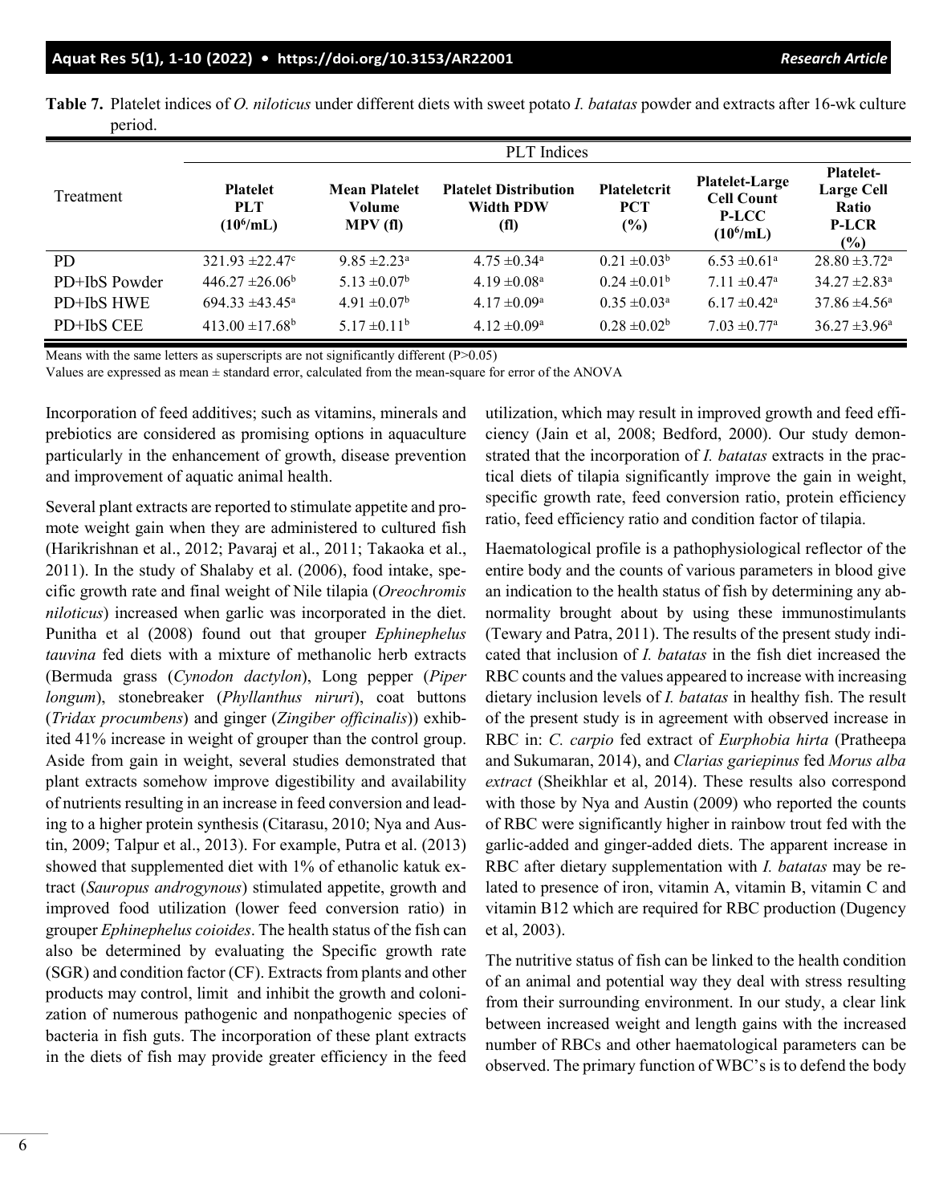**Table 7.** Platelet indices of *O. niloticus* under different diets with sweet potato *I. batatas* powder and extracts after 16-wk culture period.

| Treatment | PLT Indices | | | | | |
|---|---|---|---|---|---|---|
| | **Platelet PLT ($10^6$/mL)** | **Mean Platelet Volume MPV (fl)** | **Platelet Distribution Width PDW (fl)** | **Plateletcrit PCT (%)** | **Platelet-Large Cell Count P-LCC ($10^6$/mL)** | **Platelet-Large Cell Ratio P-LCR (%)** |
| PD | $321.93 \pm 22.47^{c}$ | $9.85 \pm 2.23^{a}$ | $4.75 \pm 0.34^{a}$ | $0.21 \pm 0.03^{b}$ | $6.53 \pm 0.61^{a}$ | $28.80 \pm 3.72^{a}$ |
| PD+IbS Powder | $446.27 \pm 26.06^{b}$ | $5.13 \pm 0.07^{b}$ | $4.19 \pm 0.08^{a}$ | $0.24 \pm 0.01^{b}$ | $7.11 \pm 0.47^{a}$ | $34.27 \pm 2.83^{a}$ |
| PD+IbS HWE | $694.33 \pm 43.45^{a}$ | $4.91 \pm 0.07^{b}$ | $4.17 \pm 0.09^{a}$ | $0.35 \pm 0.03^{a}$ | $6.17 \pm 0.42^{a}$ | $37.86 \pm 4.56^{a}$ |
| PD+IbS CEE | $413.00 \pm 17.68^{b}$ | $5.17 \pm 0.11^{b}$ | $4.12 \pm 0.09^{a}$ | $0.28 \pm 0.02^{b}$ | $7.03 \pm 0.77^{a}$ | $36.27 \pm 3.96^{a}$ |

Means with the same letters as superscripts are not significantly different ($P>0.05$)

Values are expressed as mean ± standard error, calculated from the mean-square for error of the ANOVA

Incorporation of feed additives; such as vitamins, minerals and prebiotics are considered as promising options in aquaculture particularly in the enhancement of growth, disease prevention and improvement of aquatic animal health.

Several plant extracts are reported to stimulate appetite and promote weight gain when they are administered to cultured fish (Harikrishnan et al., 2012; Pavaraj et al., 2011; Takaoka et al., 2011). In the study of Shalaby et al. (2006), food intake, specific growth rate and final weight of Nile tilapia (*Oreochromis niloticus*) increased when garlic was incorporated in the diet. Punitha et al (2008) found out that grouper *Ephinephelus tauvina* fed diets with a mixture of methanolic herb extracts (Bermuda grass (*Cynodon dactylon*), Long pepper (*Piper longum*), stonebreaker (*Phyllanthus niruri*), coat buttons (*Tridax procumbens*) and ginger (*Zingiber officinalis*)) exhibited 41% increase in weight of grouper than the control group. Aside from gain in weight, several studies demonstrated that plant extracts somehow improve digestibility and availability of nutrients resulting in an increase in feed conversion and leading to a higher protein synthesis (Citarasu, 2010; Nya and Austin, 2009; Talpur et al., 2013). For example, Putra et al. (2013) showed that supplemented diet with 1% of ethanolic katuk extract (*Sauropus androgynous*) stimulated appetite, growth and improved food utilization (lower feed conversion ratio) in grouper *Ephinephelus coioides*. The health status of the fish can also be determined by evaluating the Specific growth rate (SGR) and condition factor (CF). Extracts from plants and other products may control, limit and inhibit the growth and colonization of numerous pathogenic and nonpathogenic species of bacteria in fish guts. The incorporation of these plant extracts in the diets of fish may provide greater efficiency in the feed utilization, which may result in improved growth and feed efficiency (Jain et al, 2008; Bedford, 2000). Our study demonstrated that the incorporation of *I. batatas* extracts in the practical diets of tilapia significantly improve the gain in weight, specific growth rate, feed conversion ratio, protein efficiency ratio, feed efficiency ratio and condition factor of tilapia.

Haematological profile is a pathophysiological reflector of the entire body and the counts of various parameters in blood give an indication to the health status of fish by determining any abnormality brought about by using these immunostimulants (Tewary and Patra, 2011). The results of the present study indicated that inclusion of *I. batatas* in the fish diet increased the RBC counts and the values appeared to increase with increasing dietary inclusion levels of *I. batatas* in healthy fish. The result of the present study is in agreement with observed increase in RBC in: *C. carpio* fed extract of *Eurphobia hirta* (Pratheepa and Sukumaran, 2014), and *Clarias gariepinus* fed *Morus alba extract* (Sheikhlar et al, 2014). These results also correspond with those by Nya and Austin (2009) who reported the counts of RBC were significantly higher in rainbow trout fed with the garlic-added and ginger-added diets. The apparent increase in RBC after dietary supplementation with *I. batatas* may be related to presence of iron, vitamin A, vitamin B, vitamin C and vitamin B12 which are required for RBC production (Dugency et al, 2003).

The nutritive status of fish can be linked to the health condition of an animal and potential way they deal with stress resulting from their surrounding environment. In our study, a clear link between increased weight and length gains with the increased number of RBCs and other haematological parameters can be observed. The primary function of WBC's is to defend the body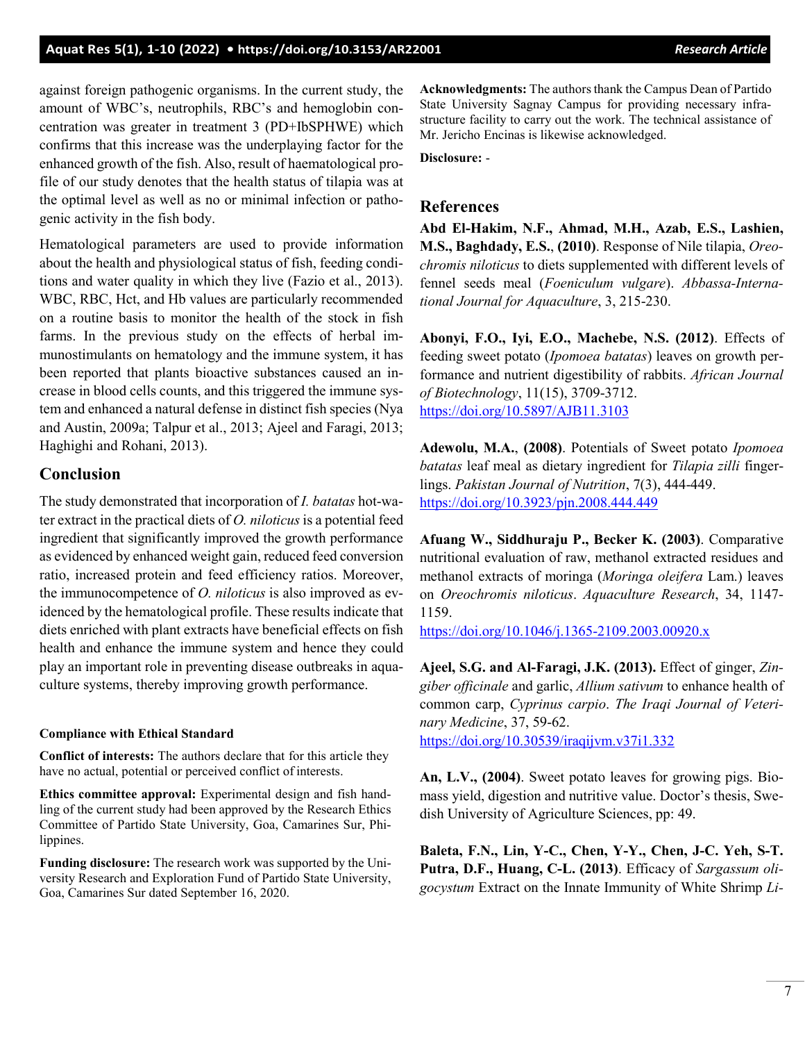against foreign pathogenic organisms. In the current study, the amount of WBC's, neutrophils, RBC's and hemoglobin concentration was greater in treatment 3 (PD+IbSPHWE) which confirms that this increase was the underplaying factor for the enhanced growth of the fish. Also, result of haematological profile of our study denotes that the health status of tilapia was at the optimal level as well as no or minimal infection or pathogenic activity in the fish body.

Hematological parameters are used to provide information about the health and physiological status of fish, feeding conditions and water quality in which they live (Fazio et al., 2013). WBC, RBC, Hct, and Hb values are particularly recommended on a routine basis to monitor the health of the stock in fish farms. In the previous study on the effects of herbal immunostimulants on hematology and the immune system, it has been reported that plants bioactive substances caused an increase in blood cells counts, and this triggered the immune system and enhanced a natural defense in distinct fish species (Nya and Austin, 2009a; Talpur et al., 2013; Ajeel and Faragi, 2013; Haghighi and Rohani, 2013).

## Conclusion

The study demonstrated that incorporation of *I. batatas* hot-water extract in the practical diets of *O. niloticus* is a potential feed ingredient that significantly improved the growth performance as evidenced by enhanced weight gain, reduced feed conversion ratio, increased protein and feed efficiency ratios. Moreover, the immunocompetence of *O. niloticus* is also improved as evidenced by the hematological profile. These results indicate that diets enriched with plant extracts have beneficial effects on fish health and enhance the immune system and hence they could play an important role in preventing disease outbreaks in aquaculture systems, thereby improving growth performance.

#### Compliance with Ethical Standard

**Conflict of interests:** The authors declare that for this article they have no actual, potential or perceived conflict of interests.

**Ethics committee approval:** Experimental design and fish handling of the current study had been approved by the Research Ethics Committee of Partido State University, Goa, Camarines Sur, Philippines.

**Funding disclosure:** The research work was supported by the University Research and Exploration Fund of Partido State University, Goa, Camarines Sur dated September 16, 2020.

**Acknowledgments:** The authors thank the Campus Dean of Partido State University Sagnay Campus for providing necessary infrastructure facility to carry out the work. The technical assistance of Mr. Jericho Encinas is likewise acknowledged.

**Disclosure:** -

## References

**Abd El-Hakim, N.F., Ahmad, M.H., Azab, E.S., Lashien, M.S., Baghdady, E.S.**, **(2010)**. Response of Nile tilapia, *Oreochromis niloticus* to diets supplemented with different levels of fennel seeds meal (*Foeniculum vulgare*). *Abbassa-International Journal for Aquaculture*, 3, 215-230.

**Abonyi, F.O., Iyi, E.O., Machebe, N.S. (2012)**. Effects of feeding sweet potato (*Ipomoea batatas*) leaves on growth performance and nutrient digestibility of rabbits. *African Journal of Biotechnology*, 11(15), 3709-3712. https://doi.org/10.5897/AJB11.3103

**Adewolu, M.A.**, **(2008)**. Potentials of Sweet potato *Ipomoea batatas* leaf meal as dietary ingredient for *Tilapia zilli* fingerlings. *Pakistan Journal of Nutrition*, 7(3), 444-449. https://doi.org/10.3923/pjn.2008.444.449

**Afuang W., Siddhuraju P., Becker K. (2003)**. Comparative nutritional evaluation of raw, methanol extracted residues and methanol extracts of moringa (*Moringa oleifera* Lam.) leaves on *Oreochromis niloticus*. *Aquaculture Research*, 34, 1147-1159.
https://doi.org/10.1046/j.1365-2109.2003.00920.x

**Ajeel, S.G. and Al-Faragi, J.K. (2013).** Effect of ginger, *Zingiber officinale* and garlic, *Allium sativum* to enhance health of common carp, *Cyprinus carpio*. *The Iraqi Journal of Veterinary Medicine*, 37, 59-62.
https://doi.org/10.30539/iraqijvm.v37i1.332

**An, L.V., (2004)**. Sweet potato leaves for growing pigs. Biomass yield, digestion and nutritive value. Doctor's thesis, Swedish University of Agriculture Sciences, pp: 49.

**Baleta, F.N., Lin, Y-C., Chen, Y-Y., Chen, J-C. Yeh, S-T. Putra, D.F., Huang, C-L. (2013)**. Efficacy of *Sargassum oligocystum* Extract on the Innate Immunity of White Shrimp *Li-*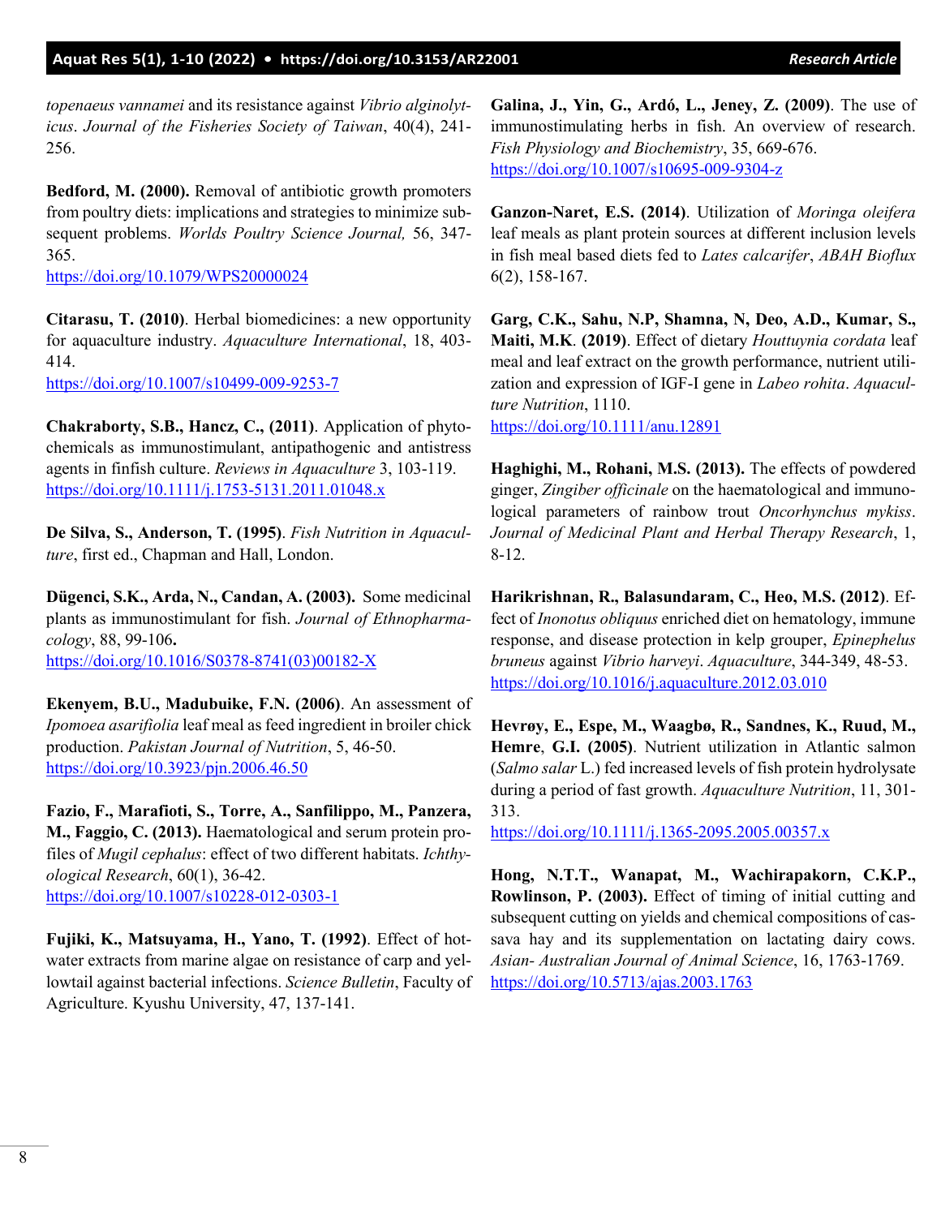*topenaeus vannamei* and its resistance against *Vibrio alginolyticus*. *Journal of the Fisheries Society of Taiwan*, 40(4), 241-256.

**Bedford, M. (2000).** Removal of antibiotic growth promoters from poultry diets: implications and strategies to minimize subsequent problems. *Worlds Poultry Science Journal,* 56, 347-365.
https://doi.org/10.1079/WPS20000024

**Citarasu, T. (2010)**. Herbal biomedicines: a new opportunity for aquaculture industry. *Aquaculture International*, 18, 403-414.
https://doi.org/10.1007/s10499-009-9253-7

**Chakraborty, S.B., Hancz, C., (2011)**. Application of phytochemicals as immunostimulant, antipathogenic and antistress agents in finfish culture. *Reviews in Aquaculture* 3, 103-119.
https://doi.org/10.1111/j.1753-5131.2011.01048.x

**De Silva, S., Anderson, T. (1995)**. *Fish Nutrition in Aquaculture*, first ed., Chapman and Hall, London.

**Dügenci, S.K., Arda, N., Candan, A. (2003).** Some medicinal plants as immunostimulant for fish. *Journal of Ethnopharmacology*, 88, 99-106**.**
https://doi.org/10.1016/S0378-8741(03)00182-X

**Ekenyem, B.U., Madubuike, F.N. (2006)**. An assessment of *Ipomoea asarifiolia* leaf meal as feed ingredient in broiler chick production. *Pakistan Journal of Nutrition*, 5, 46-50.
https://doi.org/10.3923/pjn.2006.46.50

**Fazio, F., Marafioti, S., Torre, A., Sanfilippo, M., Panzera, M., Faggio, C. (2013).** Haematological and serum protein profiles of *Mugil cephalus*: effect of two different habitats. *Ichthyological Research*, 60(1), 36-42.
https://doi.org/10.1007/s10228-012-0303-1

**Fujiki, K., Matsuyama, H., Yano, T. (1992)**. Effect of hot-water extracts from marine algae on resistance of carp and yellowtail against bacterial infections. *Science Bulletin*, Faculty of Agriculture. Kyushu University, 47, 137-141.

**Galina, J., Yin, G., Ardó, L., Jeney, Z. (2009)**. The use of immunostimulating herbs in fish. An overview of research. *Fish Physiology and Biochemistry*, 35, 669-676.
https://doi.org/10.1007/s10695-009-9304-z

**Ganzon-Naret, E.S. (2014)**. Utilization of *Moringa oleifera* leaf meals as plant protein sources at different inclusion levels in fish meal based diets fed to *Lates calcarifer*, *ABAH Bioflux* 6(2), 158-167.

**Garg, C.K., Sahu, N.P, Shamna, N, Deo, A.D., Kumar, S., Maiti, M.K**. **(2019)**. Effect of dietary *Houttuynia cordata* leaf meal and leaf extract on the growth performance, nutrient utilization and expression of IGF-I gene in *Labeo rohita*. *Aquaculture Nutrition*, 1110.
https://doi.org/10.1111/anu.12891

**Haghighi, M., Rohani, M.S. (2013).** The effects of powdered ginger, *Zingiber officinale* on the haematological and immunological parameters of rainbow trout *Oncorhynchus mykiss*. *Journal of Medicinal Plant and Herbal Therapy Research*, 1, 8-12.

**Harikrishnan, R., Balasundaram, C., Heo, M.S. (2012)**. Effect of *Inonotus obliquus* enriched diet on hematology, immune response, and disease protection in kelp grouper, *Epinephelus bruneus* against *Vibrio harveyi*. *Aquaculture*, 344-349, 48-53.
https://doi.org/10.1016/j.aquaculture.2012.03.010

**Hevrøy, E., Espe, M., Waagbø, R., Sandnes, K., Ruud, M., Hemre**, **G.I. (2005)**. Nutrient utilization in Atlantic salmon (*Salmo salar* L.) fed increased levels of fish protein hydrolysate during a period of fast growth. *Aquaculture Nutrition*, 11, 301-313.
https://doi.org/10.1111/j.1365-2095.2005.00357.x

**Hong, N.T.T., Wanapat, M., Wachirapakorn, C.K.P., Rowlinson, P. (2003).** Effect of timing of initial cutting and subsequent cutting on yields and chemical compositions of cassava hay and its supplementation on lactating dairy cows. *Asian- Australian Journal of Animal Science*, 16, 1763-1769.
https://doi.org/10.5713/ajas.2003.1763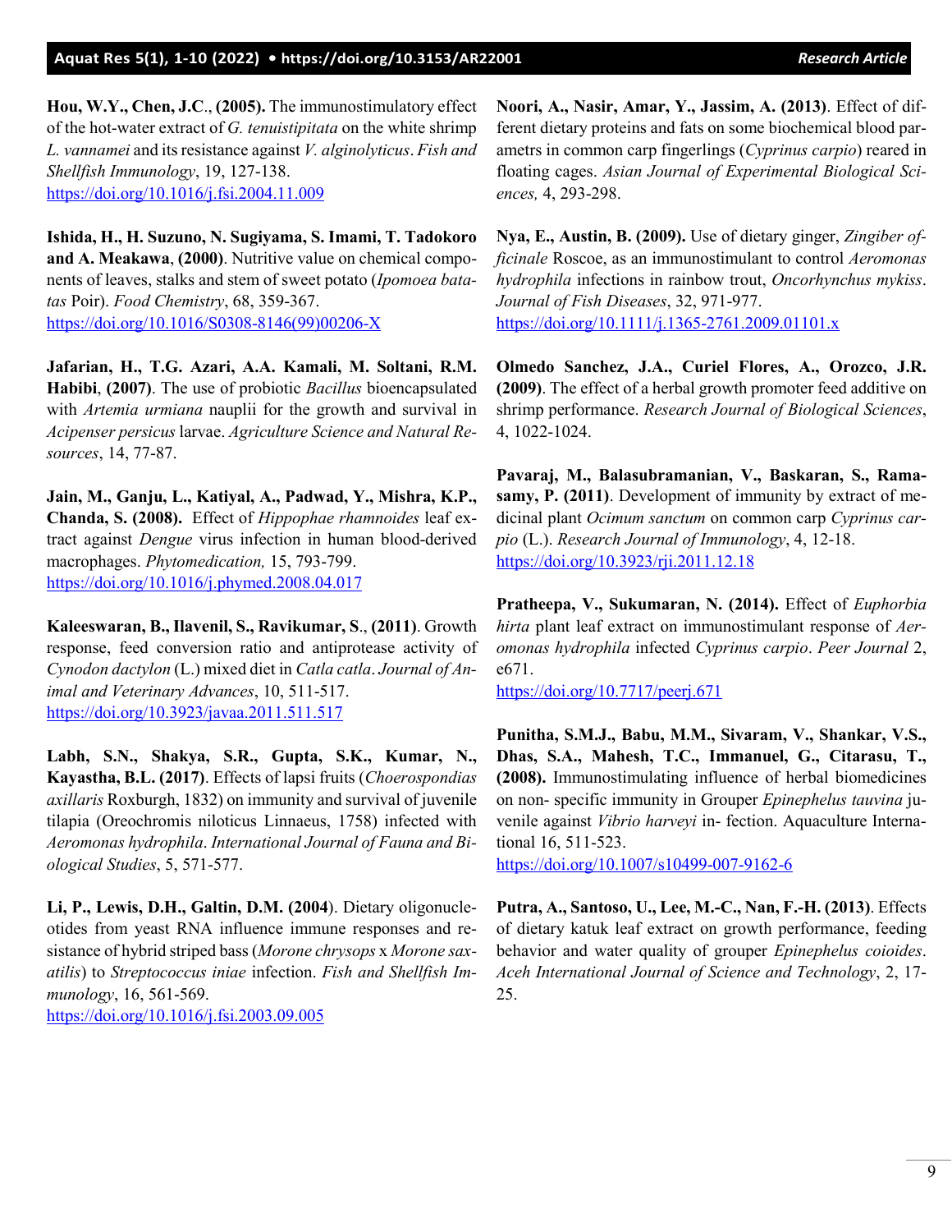**Hou, W.Y., Chen, J.C., (2005).** The immunostimulatory effect of the hot-water extract of *G. tenuistipitata* on the white shrimp *L. vannamei* and its resistance against *V. alginolyticus*. *Fish and Shellfish Immunology*, 19, 127-138.
https://doi.org/10.1016/j.fsi.2004.11.009

**Ishida, H., H. Suzuno, N. Sugiyama, S. Imami, T. Tadokoro and A. Meakawa, (2000)**. Nutritive value on chemical components of leaves, stalks and stem of sweet potato (*Ipomoea batatas* Poir). *Food Chemistry*, 68, 359-367.
https://doi.org/10.1016/S0308-8146(99)00206-X

**Jafarian, H., T.G. Azari, A.A. Kamali, M. Soltani, R.M. Habibi, (2007)**. The use of probiotic *Bacillus* bioencapsulated with *Artemia urmiana* nauplii for the growth and survival in *Acipenser persicus* larvae. *Agriculture Science and Natural Resources*, 14, 77-87.

**Jain, M., Ganju, L., Katiyal, A., Padwad, Y., Mishra, K.P., Chanda, S. (2008).** Effect of *Hippophae rhamnoides* leaf extract against *Dengue* virus infection in human blood-derived macrophages. *Phytomedication,* 15, 793-799.
https://doi.org/10.1016/j.phymed.2008.04.017

**Kaleeswaran, B., Ilavenil, S., Ravikumar, S., (2011)**. Growth response, feed conversion ratio and antiprotease activity of *Cynodon dactylon* (L.) mixed diet in *Catla catla*. *Journal of Animal and Veterinary Advances*, 10, 511-517.
https://doi.org/10.3923/javaa.2011.511.517

**Labh, S.N., Shakya, S.R., Gupta, S.K., Kumar, N., Kayastha, B.L. (2017)**. Effects of lapsi fruits (*Choerospondias axillaris* Roxburgh, 1832) on immunity and survival of juvenile tilapia (Oreochromis niloticus Linnaeus, 1758) infected with *Aeromonas hydrophila*. *International Journal of Fauna and Biological Studies*, 5, 571-577.

**Li, P., Lewis, D.H., Galtin, D.M. (2004**). Dietary oligonucleotides from yeast RNA influence immune responses and resistance of hybrid striped bass (*Morone chrysops* x *Morone saxatilis*) to *Streptococcus iniae* infection. *Fish and Shellfish Immunology*, 16, 561-569.
https://doi.org/10.1016/j.fsi.2003.09.005

**Noori, A., Nasir, Amar, Y., Jassim, A. (2013)**. Effect of different dietary proteins and fats on some biochemical blood parametrs in common carp fingerlings (*Cyprinus carpio*) reared in floating cages. *Asian Journal of Experimental Biological Sciences,* 4, 293-298.

**Nya, E., Austin, B. (2009).** Use of dietary ginger, *Zingiber officinale* Roscoe, as an immunostimulant to control *Aeromonas hydrophila* infections in rainbow trout, *Oncorhynchus mykiss*. *Journal of Fish Diseases*, 32, 971-977.
https://doi.org/10.1111/j.1365-2761.2009.01101.x

**Olmedo Sanchez, J.A., Curiel Flores, A., Orozco, J.R. (2009)**. The effect of a herbal growth promoter feed additive on shrimp performance. *Research Journal of Biological Sciences*, 4, 1022-1024.

**Pavaraj, M., Balasubramanian, V., Baskaran, S., Ramasamy, P. (2011)**. Development of immunity by extract of medicinal plant *Ocimum sanctum* on common carp *Cyprinus carpio* (L.). *Research Journal of Immunology*, 4, 12-18.
https://doi.org/10.3923/rji.2011.12.18

**Pratheepa, V., Sukumaran, N. (2014).** Effect of *Euphorbia hirta* plant leaf extract on immunostimulant response of *Aeromonas hydrophila* infected *Cyprinus carpio*. *Peer Journal* 2, e671.
https://doi.org/10.7717/peerj.671

**Punitha, S.M.J., Babu, M.M., Sivaram, V., Shankar, V.S., Dhas, S.A., Mahesh, T.C., Immanuel, G., Citarasu, T., (2008).** Immunostimulating influence of herbal biomedicines on non- specific immunity in Grouper *Epinephelus tauvina* juvenile against *Vibrio harveyi* in- fection. Aquaculture International 16, 511-523.
https://doi.org/10.1007/s10499-007-9162-6

**Putra, A., Santoso, U., Lee, M.-C., Nan, F.-H. (2013)**. Effects of dietary katuk leaf extract on growth performance, feeding behavior and water quality of grouper *Epinephelus coioides*. *Aceh International Journal of Science and Technology*, 2, 17-25.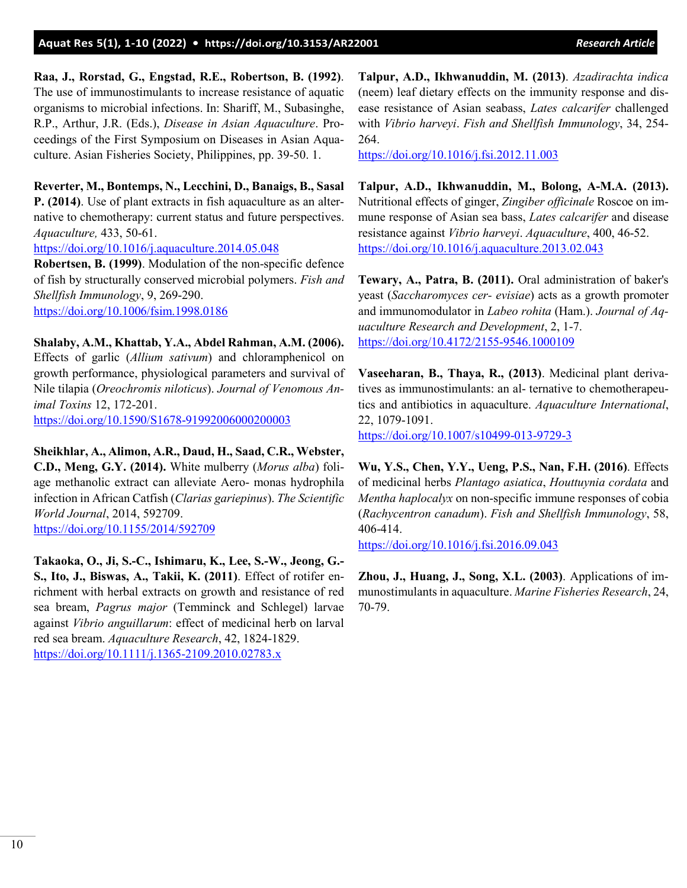**Raa, J., Rorstad, G., Engstad, R.E., Robertson, B. (1992)**. The use of immunostimulants to increase resistance of aquatic organisms to microbial infections. In: Shariff, M., Subasinghe, R.P., Arthur, J.R. (Eds.), *Disease in Asian Aquaculture*. Proceedings of the First Symposium on Diseases in Asian Aquaculture. Asian Fisheries Society, Philippines, pp. 39-50. 1.

**Reverter, M., Bontemps, N., Lecchini, D., Banaigs, B., Sasal P. (2014)**. Use of plant extracts in fish aquaculture as an alternative to chemotherapy: current status and future perspectives. *Aquaculture,* 433, 50-61.
https://doi.org/10.1016/j.aquaculture.2014.05.048

**Robertsen, B. (1999)**. Modulation of the non-specific defence of fish by structurally conserved microbial polymers. *Fish and Shellfish Immunology*, 9, 269-290.
https://doi.org/10.1006/fsim.1998.0186

**Shalaby, A.M., Khattab, Y.A., Abdel Rahman, A.M. (2006).** Effects of garlic (*Allium sativum*) and chloramphenicol on growth performance, physiological parameters and survival of Nile tilapia (*Oreochromis niloticus*). *Journal of Venomous Animal Toxins* 12, 172-201.
https://doi.org/10.1590/S1678-91992006000200003

**Sheikhlar, A., Alimon, A.R., Daud, H., Saad, C.R., Webster, C.D., Meng, G.Y. (2014).** White mulberry (*Morus alba*) foliage methanolic extract can alleviate Aero- monas hydrophila infection in African Catfish (*Clarias gariepinus*). *The Scientific World Journal*, 2014, 592709.
https://doi.org/10.1155/2014/592709

**Takaoka, O., Ji, S.-C., Ishimaru, K., Lee, S.-W., Jeong, G.-S., Ito, J., Biswas, A., Takii, K. (2011)**. Effect of rotifer enrichment with herbal extracts on growth and resistance of red sea bream, *Pagrus major* (Temminck and Schlegel) larvae against *Vibrio anguillarum*: effect of medicinal herb on larval red sea bream. *Aquaculture Research*, 42, 1824-1829.
https://doi.org/10.1111/j.1365-2109.2010.02783.x

**Talpur, A.D., Ikhwanuddin, M. (2013)**. *Azadirachta indica* (neem) leaf dietary effects on the immunity response and disease resistance of Asian seabass, *Lates calcarifer* challenged with *Vibrio harveyi*. *Fish and Shellfish Immunology*, 34, 254-264.
https://doi.org/10.1016/j.fsi.2012.11.003

**Talpur, A.D., Ikhwanuddin, M., Bolong, A-M.A. (2013).** Nutritional effects of ginger, *Zingiber officinale* Roscoe on immune response of Asian sea bass, *Lates calcarifer* and disease resistance against *Vibrio harveyi*. *Aquaculture*, 400, 46-52.
https://doi.org/10.1016/j.aquaculture.2013.02.043

**Tewary, A., Patra, B. (2011).** Oral administration of baker's yeast (*Saccharomyces cer- evisiae*) acts as a growth promoter and immunomodulator in *Labeo rohita* (Ham.). *Journal of Aquaculture Research and Development*, 2, 1-7.
https://doi.org/10.4172/2155-9546.1000109

**Vaseeharan, B., Thaya, R., (2013)**. Medicinal plant derivatives as immunostimulants: an al- ternative to chemotherapeutics and antibiotics in aquaculture. *Aquaculture International*, 22, 1079-1091.
https://doi.org/10.1007/s10499-013-9729-3

**Wu, Y.S., Chen, Y.Y., Ueng, P.S., Nan, F.H. (2016)**. Effects of medicinal herbs *Plantago asiatica*, *Houttuynia cordata* and *Mentha haplocalyx* on non-specific immune responses of cobia (*Rachycentron canadum*). *Fish and Shellfish Immunology*, 58, 406-414.
https://doi.org/10.1016/j.fsi.2016.09.043

**Zhou, J., Huang, J., Song, X.L. (2003)**. Applications of immunostimulants in aquaculture. *Marine Fisheries Research*, 24, 70-79.